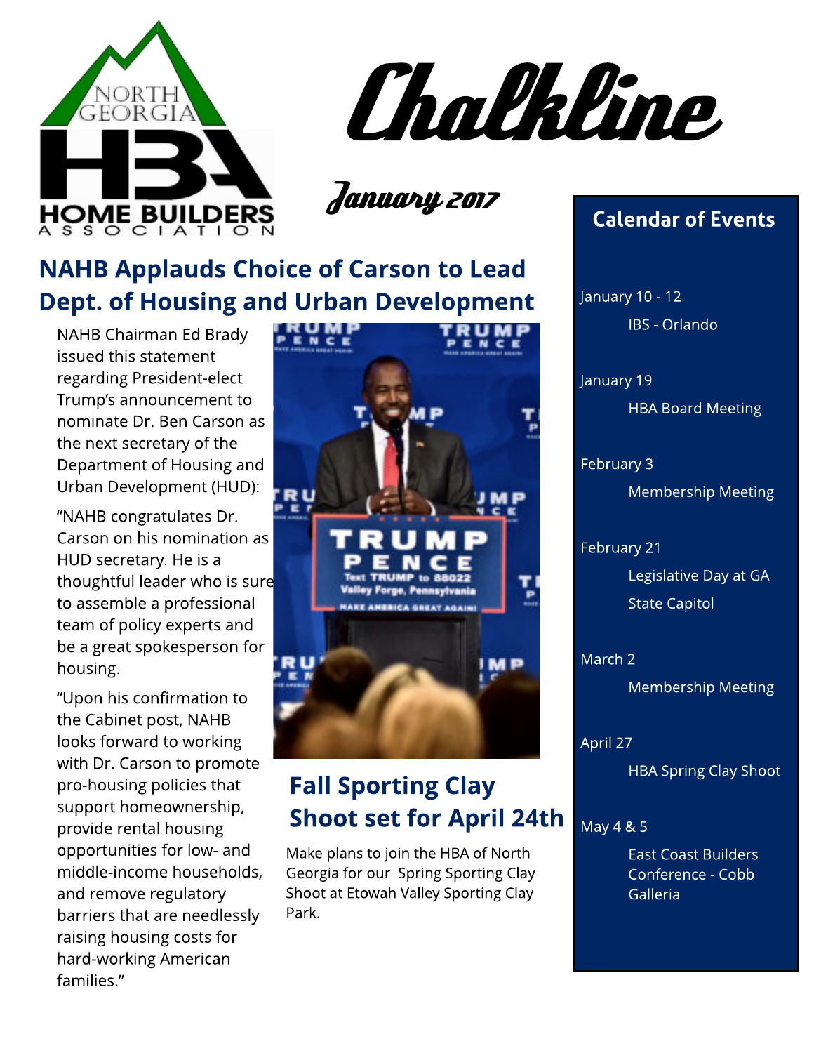NORTH GEORGIA HBA HOME BUILDERS ASSOCIATION

# Chalkline

*January 2017*

## NAHB Applauds Choice of Carson to Lead Dept. of Housing and Urban Development

NAHB Chairman Ed Brady issued this statement regarding President-elect Trump's announcement to nominate Dr. Ben Carson as the next secretary of the Department of Housing and Urban Development (HUD):

"NAHB congratulates Dr. Carson on his nomination as HUD secretary. He is a thoughtful leader who is sure to assemble a professional team of policy experts and be a great spokesperson for housing.

"Upon his confirmation to the Cabinet post, NAHB looks forward to working with Dr. Carson to promote pro-housing policies that support homeownership, provide rental housing opportunities for low- and middle-income households, and remove regulatory barriers that are needlessly raising housing costs for hard-working American families."

## Fall Sporting Clay Shoot set for April 24th

Make plans to join the HBA of North Georgia for our Spring Sporting Clay Shoot at Etowah Valley Sporting Clay Park.

## Calendar of Events

January 10 - 12
IBS - Orlando

January 19
HBA Board Meeting

February 3
Membership Meeting

February 21
Legislative Day at GA State Capitol

March 2
Membership Meeting

April 27
HBA Spring Clay Shoot

May 4 & 5
East Coast Builders Conference - Cobb Galleria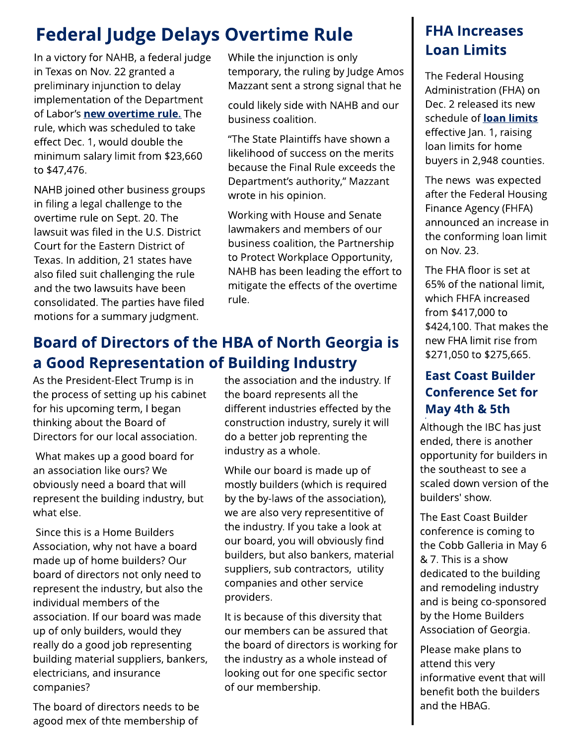# Federal Judge Delays Overtime Rule

In a victory for NAHB, a federal judge in Texas on Nov. 22 granted a preliminary injunction to delay implementation of the Department of Labor's **new overtime rule.** The rule, which was scheduled to take effect Dec. 1, would double the minimum salary limit from $23,660 to $47,476.

NAHB joined other business groups in filing a legal challenge to the overtime rule on Sept. 20. The lawsuit was filed in the U.S. District Court for the Eastern District of Texas. In addition, 21 states have also filed suit challenging the rule and the two lawsuits have been consolidated. The parties have filed motions for a summary judgment.

While the injunction is only temporary, the ruling by Judge Amos Mazzant sent a strong signal that he could likely side with NAHB and our business coalition.

"The State Plaintiffs have shown a likelihood of success on the merits because the Final Rule exceeds the Department's authority," Mazzant wrote in his opinion.

Working with House and Senate lawmakers and members of our business coalition, the Partnership to Protect Workplace Opportunity, NAHB has been leading the effort to mitigate the effects of the overtime rule.

# Board of Directors of the HBA of North Georgia is a Good Representation of Building Industry

As the President-Elect Trump is in the process of setting up his cabinet for his upcoming term, I began thinking about the Board of Directors for our local association.

What makes up a good board for an association like ours? We obviously need a board that will represent the building industry, but what else.

Since this is a Home Builders Association, why not have a board made up of home builders? Our board of directors not only need to represent the industry, but also the individual members of the association. If our board was made up of only builders, would they really do a good job representing building material suppliers, bankers, electricians, and insurance companies?

The board of directors needs to be agood mex of thte membership of the association and the industry. If the board represents all the different industries effected by the construction industry, surely it will do a better job reprenting the industry as a whole.

While our board is made up of mostly builders (which is required by the by-laws of the association), we are also very representitive of the industry. If you take a look at our board, you will obviously find builders, but also bankers, material suppliers, sub contractors, utility companies and other service providers.

It is because of this diversity that our members can be assured that the board of directors is working for the industry as a whole instead of looking out for one specific sector of our membership.

## FHA Increases Loan Limits

The Federal Housing Administration (FHA) on Dec. 2 released its new schedule of **loan limits** effective Jan. 1, raising loan limits for home buyers in 2,948 counties.

The news was expected after the Federal Housing Finance Agency (FHFA) announced an increase in the conforming loan limit on Nov. 23.

The FHA floor is set at 65% of the national limit, which FHFA increased from $417,000 to $424,100. That makes the new FHA limit rise from $271,050 to $275,665.

## East Coast Builder Conference Set for May 4th & 5th

Although the IBC has just ended, there is another opportunity for builders in the southeast to see a scaled down version of the builders' show.

The East Coast Builder conference is coming to the Cobb Galleria in May 6 & 7. This is a show dedicated to the building and remodeling industry and is being co-sponsored by the Home Builders Association of Georgia.

Please make plans to attend this very informative event that will benefit both the builders and the HBAG.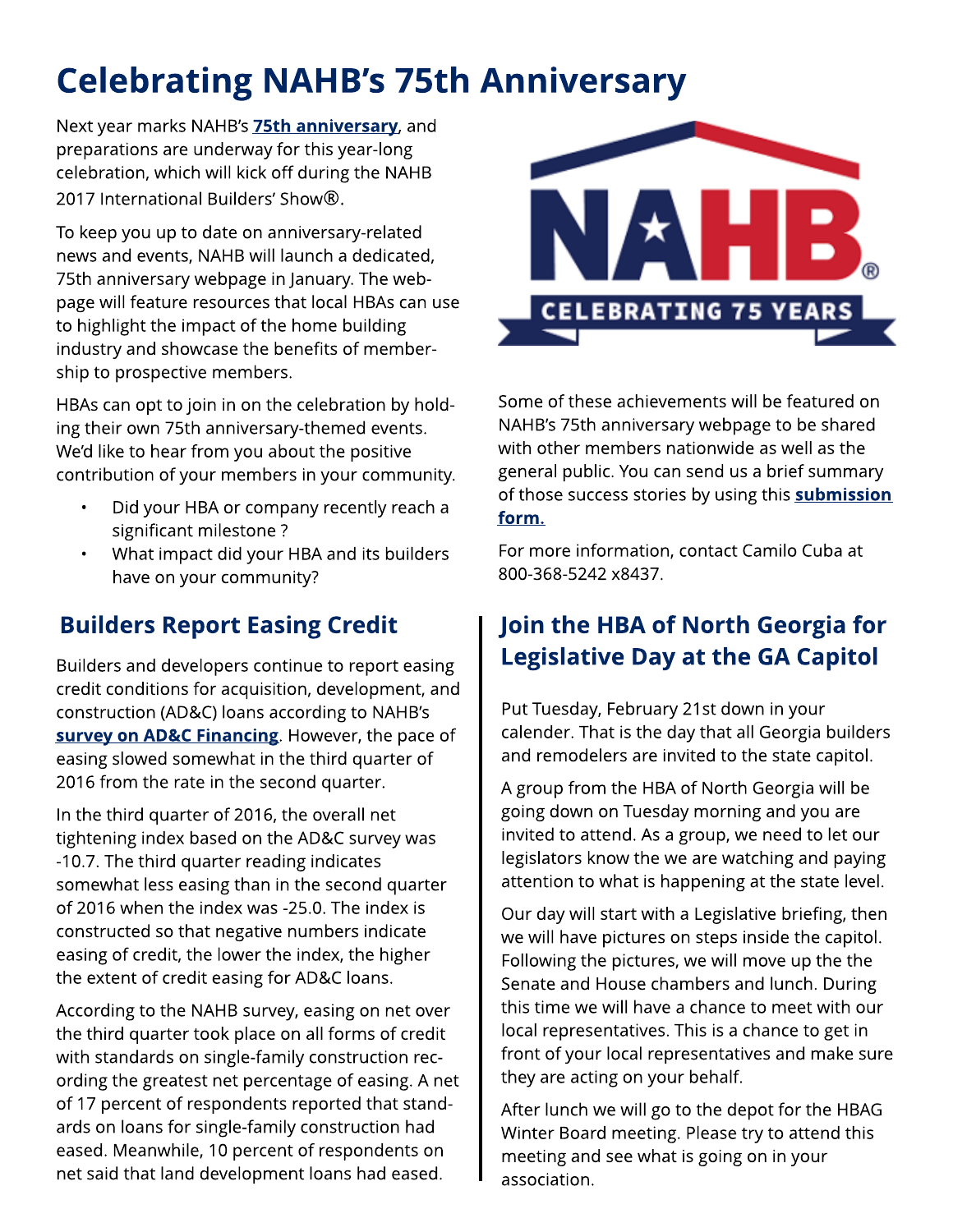# Celebrating NAHB's 75th Anniversary

Next year marks NAHB's **75th anniversary**, and preparations are underway for this year-long celebration, which will kick off during the NAHB 2017 International Builders' Show®.

To keep you up to date on anniversary-related news and events, NAHB will launch a dedicated, 75th anniversary webpage in January. The webpage will feature resources that local HBAs can use to highlight the impact of the home building industry and showcase the benefits of membership to prospective members.

HBAs can opt to join in on the celebration by holding their own 75th anniversary-themed events. We'd like to hear from you about the positive contribution of your members in your community.

- Did your HBA or company recently reach a significant milestone ?
- What impact did your HBA and its builders have on your community?

Some of these achievements will be featured on NAHB's 75th anniversary webpage to be shared with other members nationwide as well as the general public. You can send us a brief summary of those success stories by using this **submission form.**

For more information, contact Camilo Cuba at 800-368-5242 x8437.

## Builders Report Easing Credit

Builders and developers continue to report easing credit conditions for acquisition, development, and construction (AD&C) loans according to NAHB's **survey on AD&C Financing**. However, the pace of easing slowed somewhat in the third quarter of 2016 from the rate in the second quarter.

In the third quarter of 2016, the overall net tightening index based on the AD&C survey was -10.7. The third quarter reading indicates somewhat less easing than in the second quarter of 2016 when the index was -25.0. The index is constructed so that negative numbers indicate easing of credit, the lower the index, the higher the extent of credit easing for AD&C loans.

According to the NAHB survey, easing on net over the third quarter took place on all forms of credit with standards on single-family construction recording the greatest net percentage of easing. A net of 17 percent of respondents reported that standards on loans for single-family construction had eased. Meanwhile, 10 percent of respondents on net said that land development loans had eased.

## Join the HBA of North Georgia for Legislative Day at the GA Capitol

Put Tuesday, February 21st down in your calender. That is the day that all Georgia builders and remodelers are invited to the state capitol.

A group from the HBA of North Georgia will be going down on Tuesday morning and you are invited to attend. As a group, we need to let our legislators know the we are watching and paying attention to what is happening at the state level.

Our day will start with a Legislative briefing, then we will have pictures on steps inside the capitol. Following the pictures, we will move up the the Senate and House chambers and lunch. During this time we will have a chance to meet with our local representatives. This is a chance to get in front of your local representatives and make sure they are acting on your behalf.

After lunch we will go to the depot for the HBAG Winter Board meeting. Please try to attend this meeting and see what is going on in your association.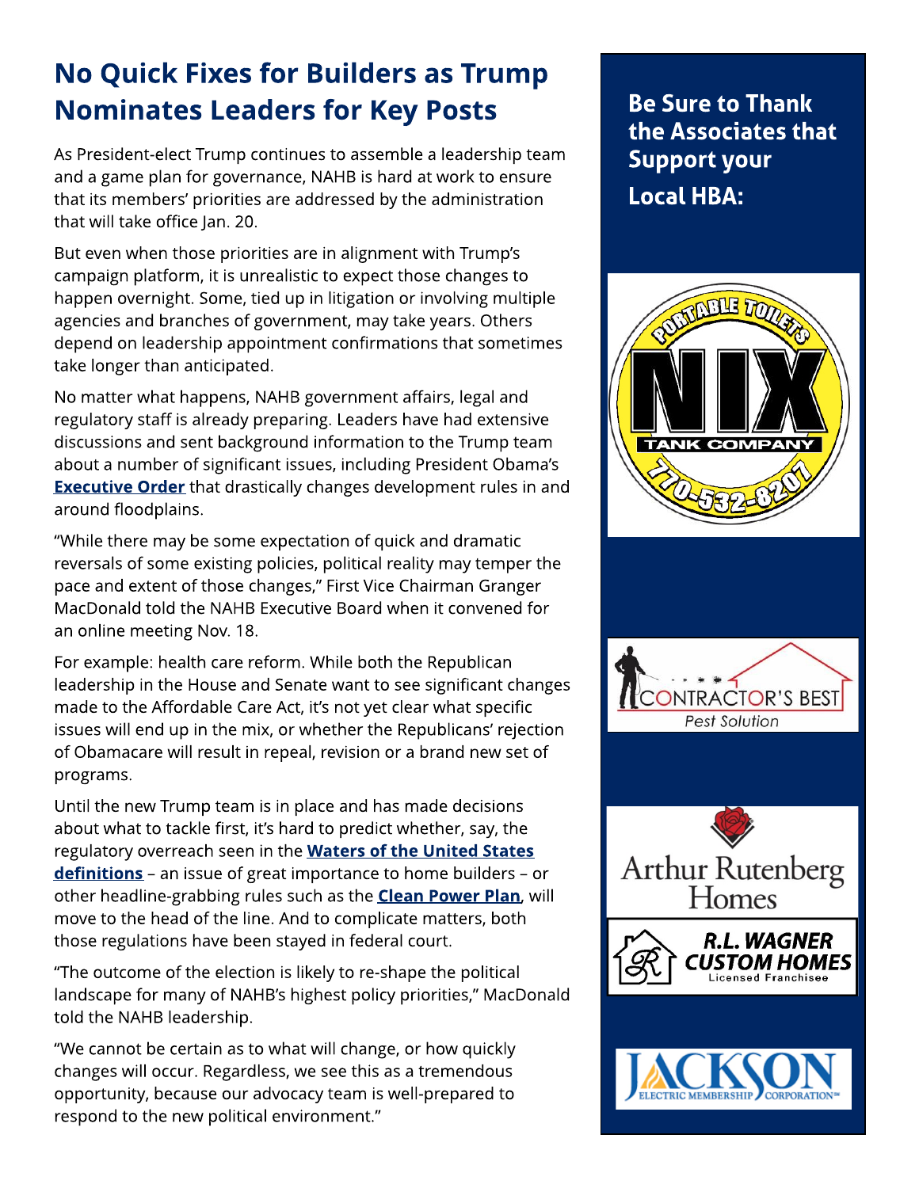# No Quick Fixes for Builders as Trump Nominates Leaders for Key Posts

As President-elect Trump continues to assemble a leadership team and a game plan for governance, NAHB is hard at work to ensure that its members' priorities are addressed by the administration that will take office Jan. 20.

But even when those priorities are in alignment with Trump's campaign platform, it is unrealistic to expect those changes to happen overnight. Some, tied up in litigation or involving multiple agencies and branches of government, may take years. Others depend on leadership appointment confirmations that sometimes take longer than anticipated.

No matter what happens, NAHB government affairs, legal and regulatory staff is already preparing. Leaders have had extensive discussions and sent background information to the Trump team about a number of significant issues, including President Obama's **Executive Order** that drastically changes development rules in and around floodplains.

"While there may be some expectation of quick and dramatic reversals of some existing policies, political reality may temper the pace and extent of those changes," First Vice Chairman Granger MacDonald told the NAHB Executive Board when it convened for an online meeting Nov. 18.

For example: health care reform. While both the Republican leadership in the House and Senate want to see significant changes made to the Affordable Care Act, it's not yet clear what specific issues will end up in the mix, or whether the Republicans' rejection of Obamacare will result in repeal, revision or a brand new set of programs.

Until the new Trump team is in place and has made decisions about what to tackle first, it's hard to predict whether, say, the regulatory overreach seen in the **Waters of the United States definitions** – an issue of great importance to home builders – or other headline-grabbing rules such as the **Clean Power Plan**, will move to the head of the line. And to complicate matters, both those regulations have been stayed in federal court.

"The outcome of the election is likely to re-shape the political landscape for many of NAHB's highest policy priorities," MacDonald told the NAHB leadership.

"We cannot be certain as to what will change, or how quickly changes will occur. Regardless, we see this as a tremendous opportunity, because our advocacy team is well-prepared to respond to the new political environment."

## Be Sure to Thank the Associates that Support your Local HBA:

PORTABLE TOILETS
NIX
TANK COMPANY
770-532-8207

CONTRACTOR'S BEST
Pest Solution

Arthur Rutenberg Homes

R.L. WAGNER CUSTOM HOMES
Licensed Franchisee

JACKSON
ELECTRIC MEMBERSHIP CORPORATION